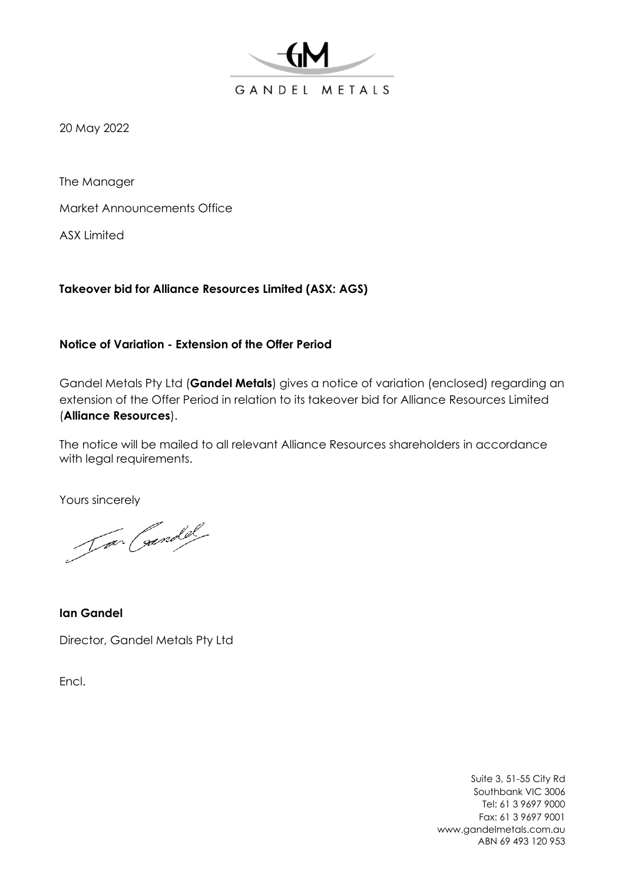GANDEL METALS

20 May 2022

The Manager

Market Announcements Office

ASX Limited

**Takeover bid for Alliance Resources Limited (ASX: AGS)**

**Notice of Variation - Extension of the Offer Period**

Gandel Metals Pty Ltd (**Gandel Metals**) gives a notice of variation (enclosed) regarding an extension of the Offer Period in relation to its takeover bid for Alliance Resources Limited (**Alliance Resources**).

The notice will be mailed to all relevant Alliance Resources shareholders in accordance with legal requirements.

Yours sincerely

**Ian Gandel**

Director, Gandel Metals Pty Ltd

Encl.

Suite 3, 51-55 City Rd
Southbank VIC 3006
Tel: 61 3 9697 9000
Fax: 61 3 9697 9001
www.gandelmetals.com.au
ABN 69 493 120 953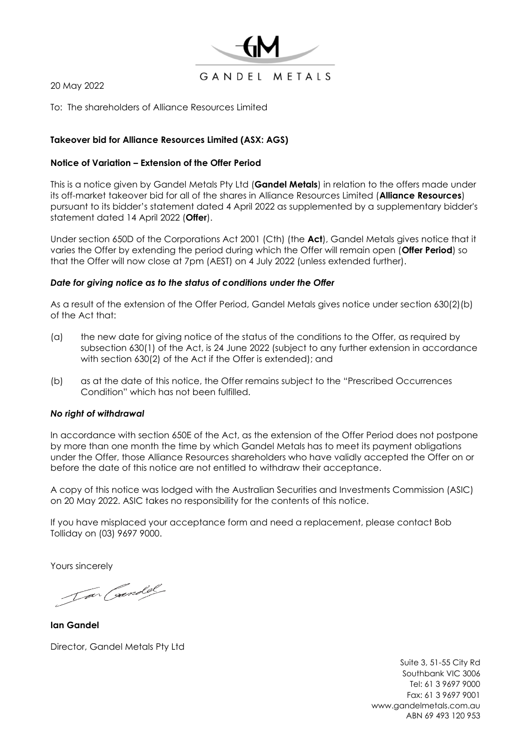GANDEL METALS

20 May 2022

To: The shareholders of Alliance Resources Limited

**Takeover bid for Alliance Resources Limited (ASX: AGS)**

**Notice of Variation – Extension of the Offer Period**

This is a notice given by Gandel Metals Pty Ltd (**Gandel Metals**) in relation to the offers made under its off-market takeover bid for all of the shares in Alliance Resources Limited (**Alliance Resources**) pursuant to its bidder's statement dated 4 April 2022 as supplemented by a supplementary bidder's statement dated 14 April 2022 (**Offer**).

Under section 650D of the Corporations Act 2001 (Cth) (the **Act**), Gandel Metals gives notice that it varies the Offer by extending the period during which the Offer will remain open (**Offer Period**) so that the Offer will now close at 7pm (AEST) on 4 July 2022 (unless extended further).

***Date for giving notice as to the status of conditions under the Offer***

As a result of the extension of the Offer Period, Gandel Metals gives notice under section 630(2)(b) of the Act that:

(a) the new date for giving notice of the status of the conditions to the Offer, as required by subsection 630(1) of the Act, is 24 June 2022 (subject to any further extension in accordance with section 630(2) of the Act if the Offer is extended); and

(b) as at the date of this notice, the Offer remains subject to the "Prescribed Occurrences Condition" which has not been fulfilled.

***No right of withdrawal***

In accordance with section 650E of the Act, as the extension of the Offer Period does not postpone by more than one month the time by which Gandel Metals has to meet its payment obligations under the Offer, those Alliance Resources shareholders who have validly accepted the Offer on or before the date of this notice are not entitled to withdraw their acceptance.

A copy of this notice was lodged with the Australian Securities and Investments Commission (ASIC) on 20 May 2022. ASIC takes no responsibility for the contents of this notice.

If you have misplaced your acceptance form and need a replacement, please contact Bob Tolliday on (03) 9697 9000.

Yours sincerely

**Ian Gandel**

Director, Gandel Metals Pty Ltd

Suite 3, 51-55 City Rd
Southbank VIC 3006
Tel: 61 3 9697 9000
Fax: 61 3 9697 9001
www.gandelmetals.com.au
ABN 69 493 120 953